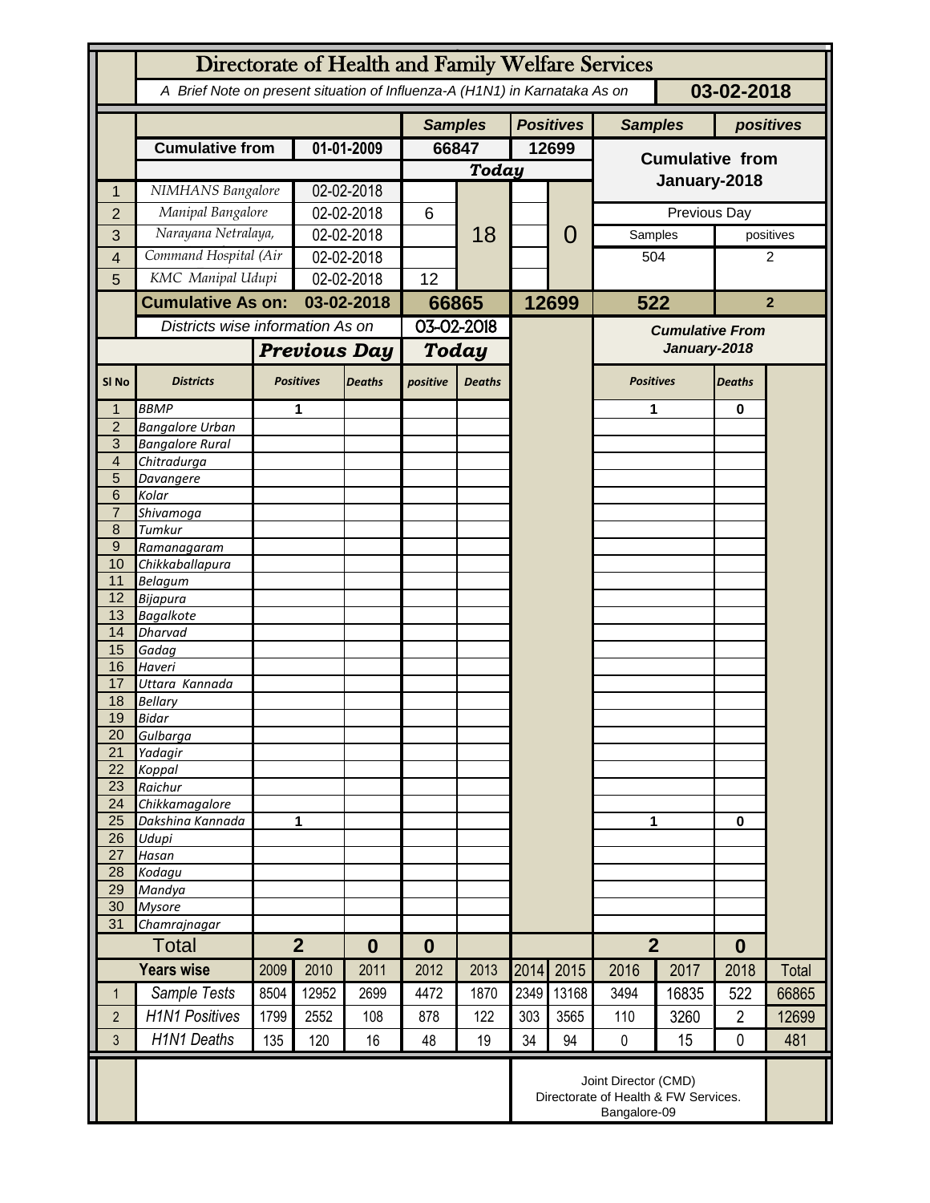# Directorate of Health and Family Welfare Services

*A Brief Note on present situation of Influenza-A (H1N1) in Karnataka As on* **03-02-2018**

| | | | Samples | | Positives | | Samples | positives |
|---|---|---|---|---|---|---|---|---|
| | **Cumulative from** | **01-01-2009** | **66847** | | **12699** | | **Cumulative from January-2018** | |
| | | | ***Today*** | | | | | |
| 1 | NIMHANS Bangalore | 02-02-2018 | | 18 | | 0 | | |
| 2 | Manipal Bangalore | 02-02-2018 | 6 | | | | Previous Day | |
| 3 | Narayana Netralaya, | 02-02-2018 | | | | | Samples | positives |
| 4 | Command Hospital (Air | 02-02-2018 | | | | | 504 | 2 |
| 5 | KMC Manipal Udupi | 02-02-2018 | 12 | | | | | |
| | **Cumulative As on:** | **03-02-2018** | **66865** | | **12699** | | **522** | **2** |

| | Districts wise information As on | | 03-02-2018 | | | Cumulative From January-2018 | |
|---|---|---|---|---|---|---|---|
| | | ***Previous Day*** | | ***Today*** | | | |
| **Sl No** | **Districts** | **Positives** | **Deaths** | **positive** | **Deaths** | **Positives** | **Deaths** |
| 1 | BBMP | 1 | | | | 1 | 0 |
| 2 | Bangalore Urban | | | | | | |
| 3 | Bangalore Rural | | | | | | |
| 4 | Chitradurga | | | | | | |
| 5 | Davangere | | | | | | |
| 6 | Kolar | | | | | | |
| 7 | Shivamoga | | | | | | |
| 8 | Tumkur | | | | | | |
| 9 | Ramanagaram | | | | | | |
| 10 | Chikkaballapura | | | | | | |
| 11 | Belagum | | | | | | |
| 12 | Bijapura | | | | | | |
| 13 | Bagalkote | | | | | | |
| 14 | Dharvad | | | | | | |
| 15 | Gadag | | | | | | |
| 16 | Haveri | | | | | | |
| 17 | Uttara Kannada | | | | | | |
| 18 | Bellary | | | | | | |
| 19 | Bidar | | | | | | |
| 20 | Gulbarga | | | | | | |
| 21 | Yadagir | | | | | | |
| 22 | Koppal | | | | | | |
| 23 | Raichur | | | | | | |
| 24 | Chikkamagalore | | | | | | |
| 25 | Dakshina Kannada | 1 | | | | 1 | 0 |
| 26 | Udupi | | | | | | |
| 27 | Hasan | | | | | | |
| 28 | Kodagu | | | | | | |
| 29 | Mandya | | | | | | |
| 30 | Mysore | | | | | | |
| 31 | Chamrajnagar | | | | | | |
| | **Total** | **2** | **0** | **0** | | **2** | **0** |

| | **Years wise** | 2009 | 2010 | 2011 | 2012 | 2013 | 2014 | 2015 | 2016 | 2017 | 2018 | Total |
|---|---|---|---|---|---|---|---|---|---|---|---|---|
| 1 | Sample Tests | 8504 | 12952 | 2699 | 4472 | 1870 | 2349 | 13168 | 3494 | 16835 | 522 | 66865 |
| 2 | H1N1 Positives | 1799 | 2552 | 108 | 878 | 122 | 303 | 3565 | 110 | 3260 | 2 | 12699 |
| 3 | H1N1 Deaths | 135 | 120 | 16 | 48 | 19 | 34 | 94 | 0 | 15 | 0 | 481 |

Joint Director (CMD)
Directorate of Health & FW Services.
Bangalore-09